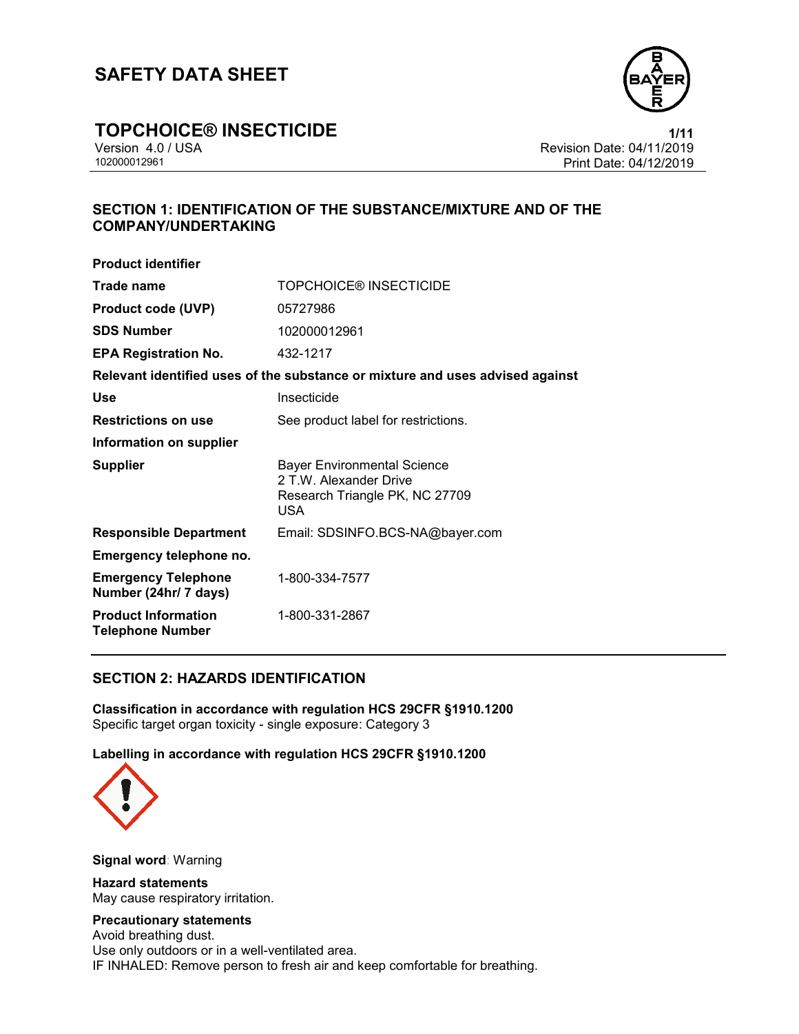# SAFETY DATA SHEET

## TOPCHOICE® INSECTICIDE

Version 4.0 / USA
102000012961

Revision Date: 04/11/2019
Print Date: 04/12/2019

## SECTION 1: IDENTIFICATION OF THE SUBSTANCE/MIXTURE AND OF THE COMPANY/UNDERTAKING

**Product identifier**

| | |
|---|---|
| **Trade name** | TOPCHOICE® INSECTICIDE |
| **Product code (UVP)** | 05727986 |
| **SDS Number** | 102000012961 |
| **EPA Registration No.** | 432-1217 |

**Relevant identified uses of the substance or mixture and uses advised against**

| | |
|---|---|
| **Use** | Insecticide |
| **Restrictions on use** | See product label for restrictions. |

**Information on supplier**

| | |
|---|---|
| **Supplier** | Bayer Environmental Science<br>2 T.W. Alexander Drive<br>Research Triangle PK, NC 27709<br>USA |
| **Responsible Department** | Email: SDSINFO.BCS-NA@bayer.com |

**Emergency telephone no.**

| | |
|---|---|
| **Emergency Telephone Number (24hr/ 7 days)** | 1-800-334-7577 |
| **Product Information Telephone Number** | 1-800-331-2867 |

## SECTION 2: HAZARDS IDENTIFICATION

**Classification in accordance with regulation HCS 29CFR §1910.1200**
Specific target organ toxicity - single exposure: Category 3

**Labelling in accordance with regulation HCS 29CFR §1910.1200**

**Signal word**: Warning

**Hazard statements**
May cause respiratory irritation.

**Precautionary statements**
Avoid breathing dust.
Use only outdoors or in a well-ventilated area.
IF INHALED: Remove person to fresh air and keep comfortable for breathing.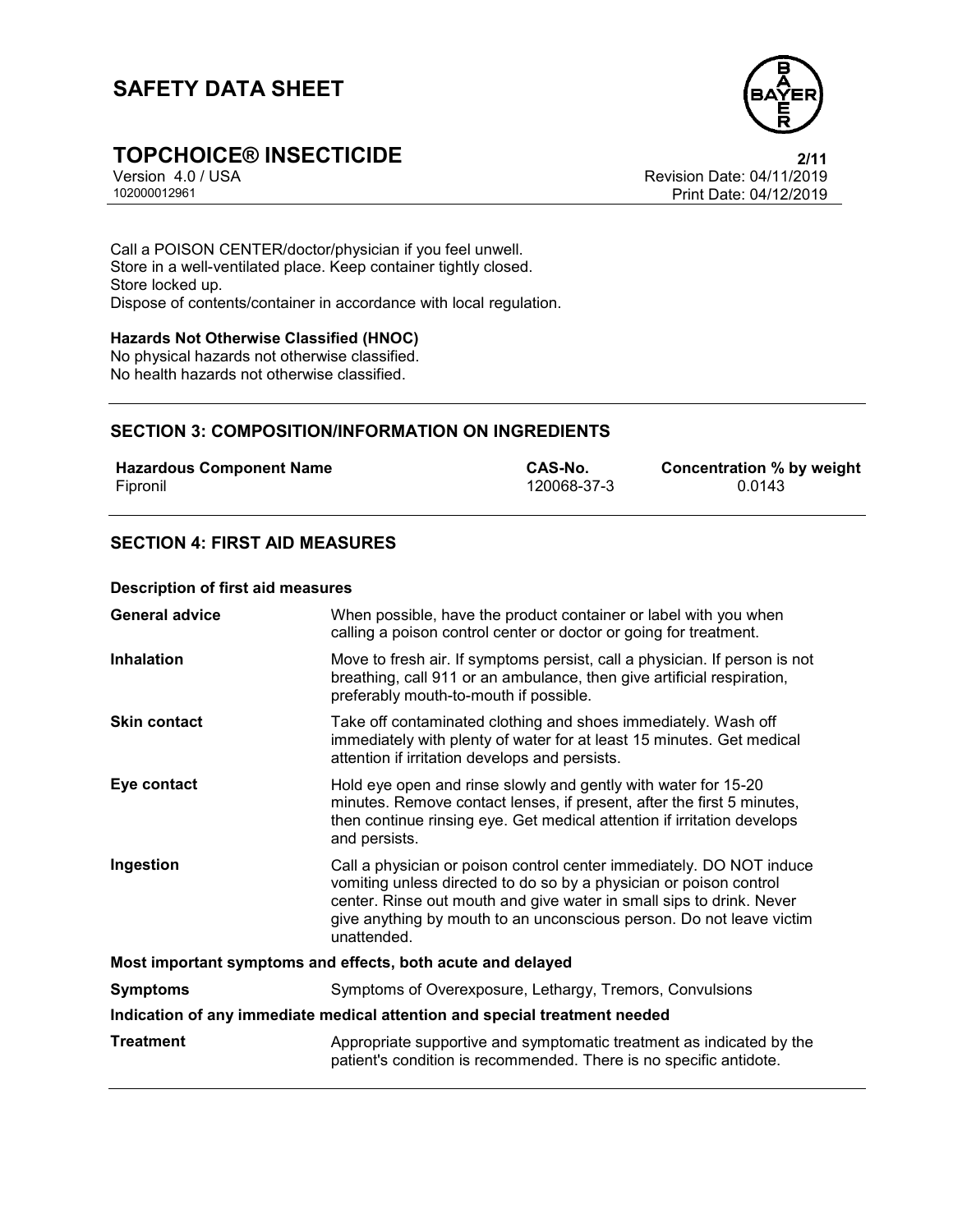Call a POISON CENTER/doctor/physician if you feel unwell.
Store in a well-ventilated place. Keep container tightly closed.
Store locked up.
Dispose of contents/container in accordance with local regulation.

**Hazards Not Otherwise Classified (HNOC)**
No physical hazards not otherwise classified.
No health hazards not otherwise classified.

## SECTION 3: COMPOSITION/INFORMATION ON INGREDIENTS

| Hazardous Component Name | CAS-No. | Concentration % by weight |
|---|---|---|
| Fipronil | 120068-37-3 | 0.0143 |

## SECTION 4: FIRST AID MEASURES

**Description of first aid measures**

**General advice** When possible, have the product container or label with you when calling a poison control center or doctor or going for treatment.

**Inhalation** Move to fresh air. If symptoms persist, call a physician. If person is not breathing, call 911 or an ambulance, then give artificial respiration, preferably mouth-to-mouth if possible.

**Skin contact** Take off contaminated clothing and shoes immediately. Wash off immediately with plenty of water for at least 15 minutes. Get medical attention if irritation develops and persists.

**Eye contact** Hold eye open and rinse slowly and gently with water for 15-20 minutes. Remove contact lenses, if present, after the first 5 minutes, then continue rinsing eye. Get medical attention if irritation develops and persists.

**Ingestion** Call a physician or poison control center immediately. DO NOT induce vomiting unless directed to do so by a physician or poison control center. Rinse out mouth and give water in small sips to drink. Never give anything by mouth to an unconscious person. Do not leave victim unattended.

**Most important symptoms and effects, both acute and delayed**

**Symptoms** Symptoms of Overexposure, Lethargy, Tremors, Convulsions

**Indication of any immediate medical attention and special treatment needed**

**Treatment** Appropriate supportive and symptomatic treatment as indicated by the patient's condition is recommended. There is no specific antidote.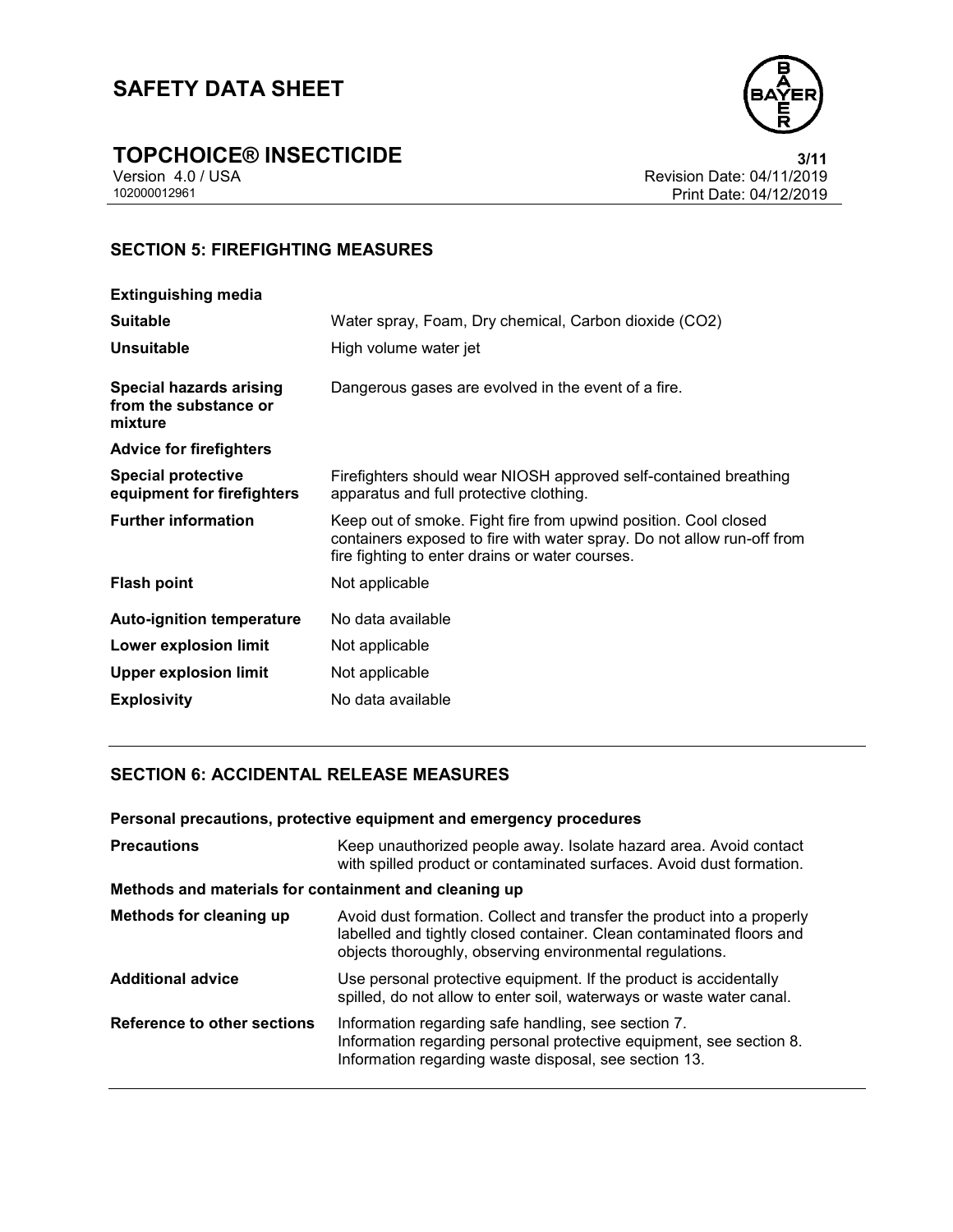## SECTION 5: FIREFIGHTING MEASURES

| | |
|---|---|
| **Extinguishing media** | |
| **Suitable** | Water spray, Foam, Dry chemical, Carbon dioxide ($CO_2$) |
| **Unsuitable** | High volume water jet |
| **Special hazards arising from the substance or mixture** | Dangerous gases are evolved in the event of a fire. |
| **Advice for firefighters** | |
| **Special protective equipment for firefighters** | Firefighters should wear NIOSH approved self-contained breathing apparatus and full protective clothing. |
| **Further information** | Keep out of smoke. Fight fire from upwind position. Cool closed containers exposed to fire with water spray. Do not allow run-off from fire fighting to enter drains or water courses. |
| **Flash point** | Not applicable |
| **Auto-ignition temperature** | No data available |
| **Lower explosion limit** | Not applicable |
| **Upper explosion limit** | Not applicable |
| **Explosivity** | No data available |

## SECTION 6: ACCIDENTAL RELEASE MEASURES

**Personal precautions, protective equipment and emergency procedures**

| | |
|---|---|
| **Precautions** | Keep unauthorized people away. Isolate hazard area. Avoid contact with spilled product or contaminated surfaces. Avoid dust formation. |

**Methods and materials for containment and cleaning up**

| | |
|---|---|
| **Methods for cleaning up** | Avoid dust formation. Collect and transfer the product into a properly labelled and tightly closed container. Clean contaminated floors and objects thoroughly, observing environmental regulations. |
| **Additional advice** | Use personal protective equipment. If the product is accidentally spilled, do not allow to enter soil, waterways or waste water canal. |
| **Reference to other sections** | Information regarding safe handling, see section 7.<br>Information regarding personal protective equipment, see section 8.<br>Information regarding waste disposal, see section 13. |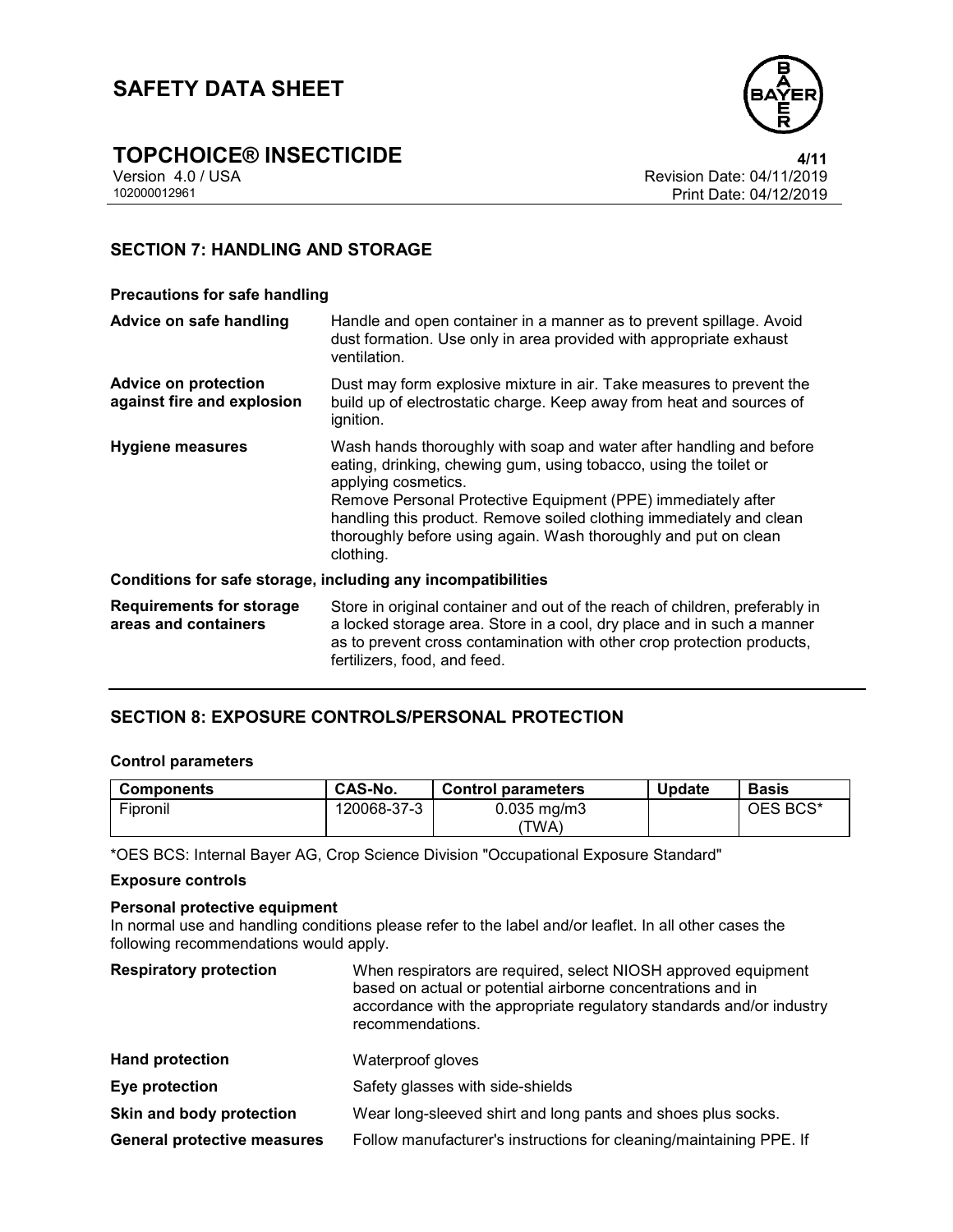## SECTION 7: HANDLING AND STORAGE

### Precautions for safe handling

**Advice on safe handling** Handle and open container in a manner as to prevent spillage. Avoid dust formation. Use only in area provided with appropriate exhaust ventilation.

**Advice on protection against fire and explosion** Dust may form explosive mixture in air. Take measures to prevent the build up of electrostatic charge. Keep away from heat and sources of ignition.

**Hygiene measures** Wash hands thoroughly with soap and water after handling and before eating, drinking, chewing gum, using tobacco, using the toilet or applying cosmetics.
Remove Personal Protective Equipment (PPE) immediately after handling this product. Remove soiled clothing immediately and clean thoroughly before using again. Wash thoroughly and put on clean clothing.

### Conditions for safe storage, including any incompatibilities

**Requirements for storage areas and containers** Store in original container and out of the reach of children, preferably in a locked storage area. Store in a cool, dry place and in such a manner as to prevent cross contamination with other crop protection products, fertilizers, food, and feed.

## SECTION 8: EXPOSURE CONTROLS/PERSONAL PROTECTION

### Control parameters

| Components | CAS-No. | Control parameters | Update | Basis |
|---|---|---|---|---|
| Fipronil | 120068-37-3 | 0.035 mg/m3 (TWA) | | OES BCS* |

*OES BCS: Internal Bayer AG, Crop Science Division "Occupational Exposure Standard"

### Exposure controls

**Personal protective equipment**
In normal use and handling conditions please refer to the label and/or leaflet. In all other cases the following recommendations would apply.

**Respiratory protection** When respirators are required, select NIOSH approved equipment based on actual or potential airborne concentrations and in accordance with the appropriate regulatory standards and/or industry recommendations.

**Hand protection** Waterproof gloves

**Eye protection** Safety glasses with side-shields

**Skin and body protection** Wear long-sleeved shirt and long pants and shoes plus socks.

**General protective measures** Follow manufacturer's instructions for cleaning/maintaining PPE. If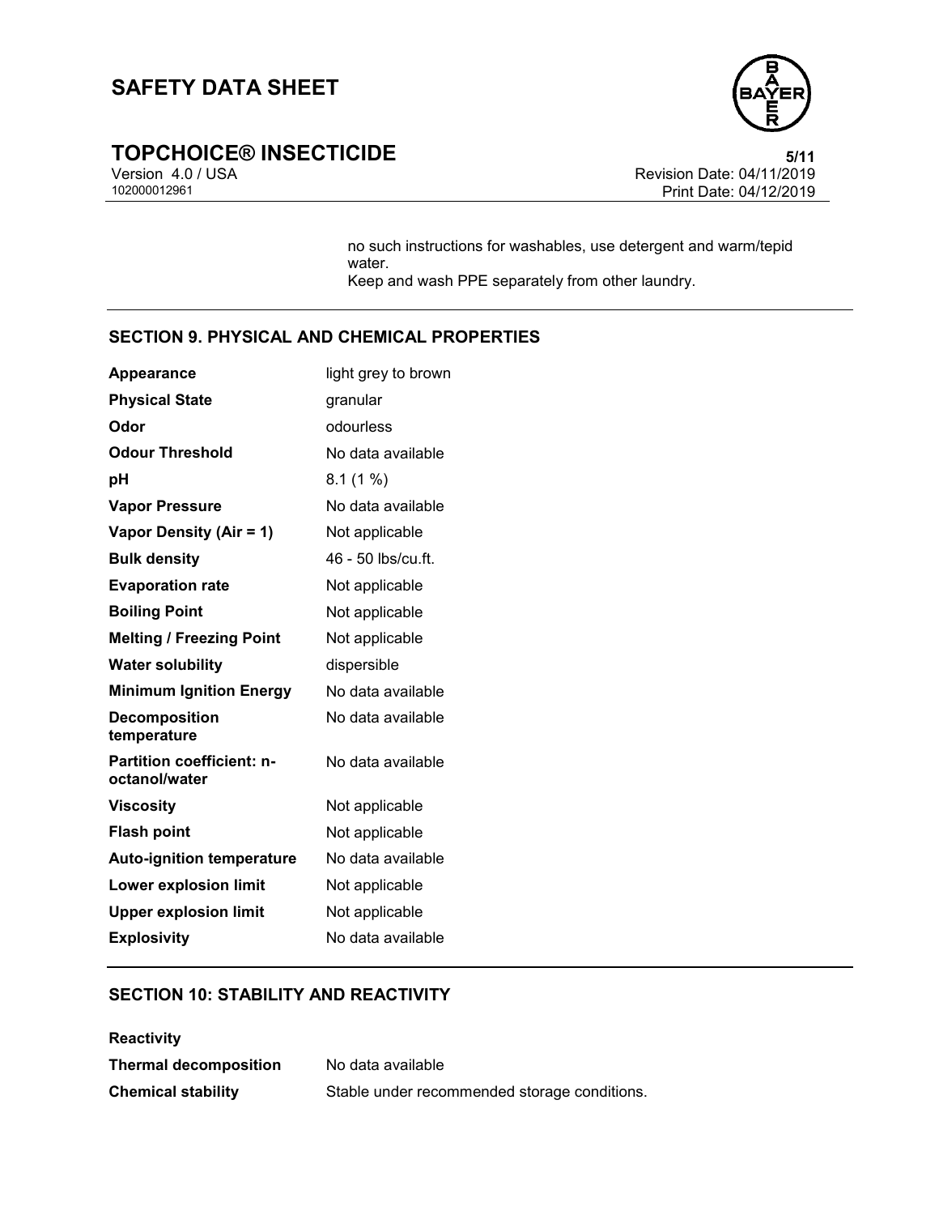no such instructions for washables, use detergent and warm/tepid water.
Keep and wash PPE separately from other laundry.

## SECTION 9. PHYSICAL AND CHEMICAL PROPERTIES

| | |
|---|---|
| **Appearance** | light grey to brown |
| **Physical State** | granular |
| **Odor** | odourless |
| **Odour Threshold** | No data available |
| **pH** | 8.1 (1 %) |
| **Vapor Pressure** | No data available |
| **Vapor Density (Air = 1)** | Not applicable |
| **Bulk density** | 46 - 50 lbs/cu.ft. |
| **Evaporation rate** | Not applicable |
| **Boiling Point** | Not applicable |
| **Melting / Freezing Point** | Not applicable |
| **Water solubility** | dispersible |
| **Minimum Ignition Energy** | No data available |
| **Decomposition temperature** | No data available |
| **Partition coefficient: n-octanol/water** | No data available |
| **Viscosity** | Not applicable |
| **Flash point** | Not applicable |
| **Auto-ignition temperature** | No data available |
| **Lower explosion limit** | Not applicable |
| **Upper explosion limit** | Not applicable |
| **Explosivity** | No data available |

## SECTION 10: STABILITY AND REACTIVITY

**Reactivity**

| | |
|---|---|
| **Thermal decomposition** | No data available |
| **Chemical stability** | Stable under recommended storage conditions. |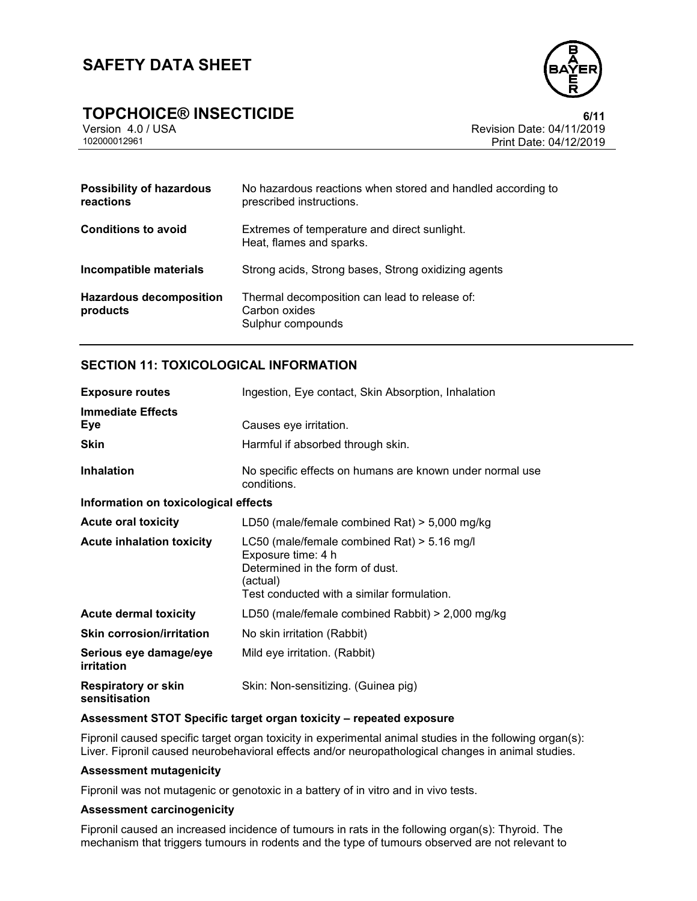| | |
|---|---|
| **Possibility of hazardous reactions** | No hazardous reactions when stored and handled according to prescribed instructions. |
| **Conditions to avoid** | Extremes of temperature and direct sunlight.<br>Heat, flames and sparks. |
| **Incompatible materials** | Strong acids, Strong bases, Strong oxidizing agents |
| **Hazardous decomposition products** | Thermal decomposition can lead to release of:<br>Carbon oxides<br>Sulphur compounds |

## SECTION 11: TOXICOLOGICAL INFORMATION

| | |
|---|---|
| **Exposure routes** | Ingestion, Eye contact, Skin Absorption, Inhalation |
| **Immediate Effects** | |
| **Eye** | Causes eye irritation. |
| **Skin** | Harmful if absorbed through skin. |
| **Inhalation** | No specific effects on humans are known under normal use conditions. |

**Information on toxicological effects**

| | |
|---|---|
| **Acute oral toxicity** | LD50 (male/female combined Rat) > 5,000 mg/kg |
| **Acute inhalation toxicity** | LC50 (male/female combined Rat) > 5.16 mg/l<br>Exposure time: 4 h<br>Determined in the form of dust.<br>(actual)<br>Test conducted with a similar formulation. |
| **Acute dermal toxicity** | LD50 (male/female combined Rabbit) > 2,000 mg/kg |
| **Skin corrosion/irritation** | No skin irritation (Rabbit) |
| **Serious eye damage/eye irritation** | Mild eye irritation. (Rabbit) |
| **Respiratory or skin sensitisation** | Skin: Non-sensitizing. (Guinea pig) |

**Assessment STOT Specific target organ toxicity – repeated exposure**

Fipronil caused specific target organ toxicity in experimental animal studies in the following organ(s): Liver. Fipronil caused neurobehavioral effects and/or neuropathological changes in animal studies.

**Assessment mutagenicity**

Fipronil was not mutagenic or genotoxic in a battery of in vitro and in vivo tests.

**Assessment carcinogenicity**

Fipronil caused an increased incidence of tumours in rats in the following organ(s): Thyroid. The mechanism that triggers tumours in rodents and the type of tumours observed are not relevant to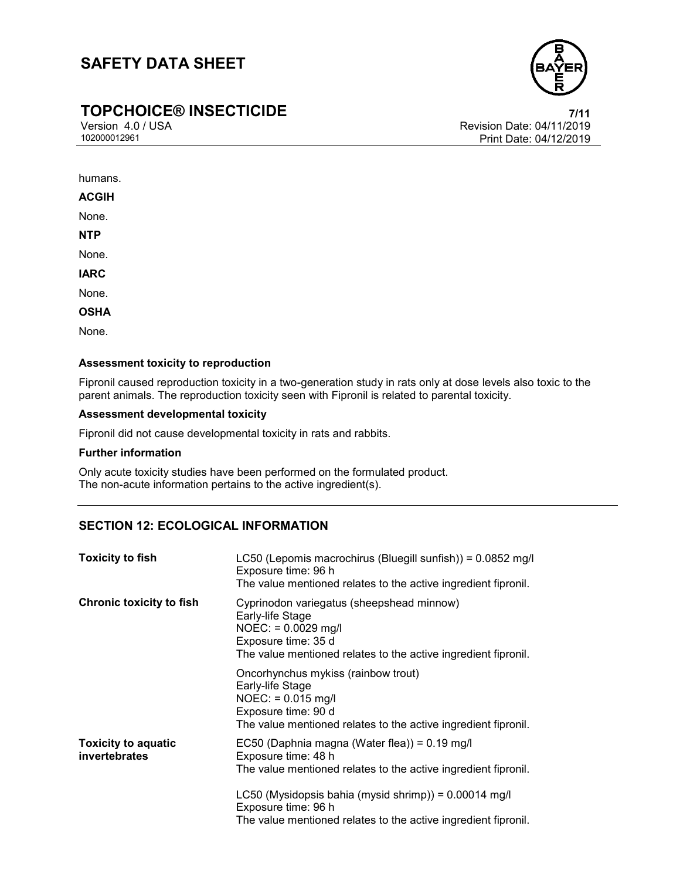humans.

**ACGIH**

None.

**NTP**

None.

**IARC**

None.

**OSHA**

None.

**Assessment toxicity to reproduction**

Fipronil caused reproduction toxicity in a two-generation study in rats only at dose levels also toxic to the parent animals. The reproduction toxicity seen with Fipronil is related to parental toxicity.

**Assessment developmental toxicity**

Fipronil did not cause developmental toxicity in rats and rabbits.

**Further information**

Only acute toxicity studies have been performed on the formulated product.
The non-acute information pertains to the active ingredient(s).

## SECTION 12: ECOLOGICAL INFORMATION

| | |
|---|---|
| **Toxicity to fish** | LC50 (Lepomis macrochirus (Bluegill sunfish)) = 0.0852 mg/l<br>Exposure time: 96 h<br>The value mentioned relates to the active ingredient fipronil. |
| **Chronic toxicity to fish** | Cyprinodon variegatus (sheepshead minnow)<br>Early-life Stage<br>NOEC: = 0.0029 mg/l<br>Exposure time: 35 d<br>The value mentioned relates to the active ingredient fipronil. |
| | Oncorhynchus mykiss (rainbow trout)<br>Early-life Stage<br>NOEC: = 0.015 mg/l<br>Exposure time: 90 d<br>The value mentioned relates to the active ingredient fipronil. |
| **Toxicity to aquatic invertebrates** | EC50 (Daphnia magna (Water flea)) = 0.19 mg/l<br>Exposure time: 48 h<br>The value mentioned relates to the active ingredient fipronil. |
| | LC50 (Mysidopsis bahia (mysid shrimp)) = 0.00014 mg/l<br>Exposure time: 96 h<br>The value mentioned relates to the active ingredient fipronil. |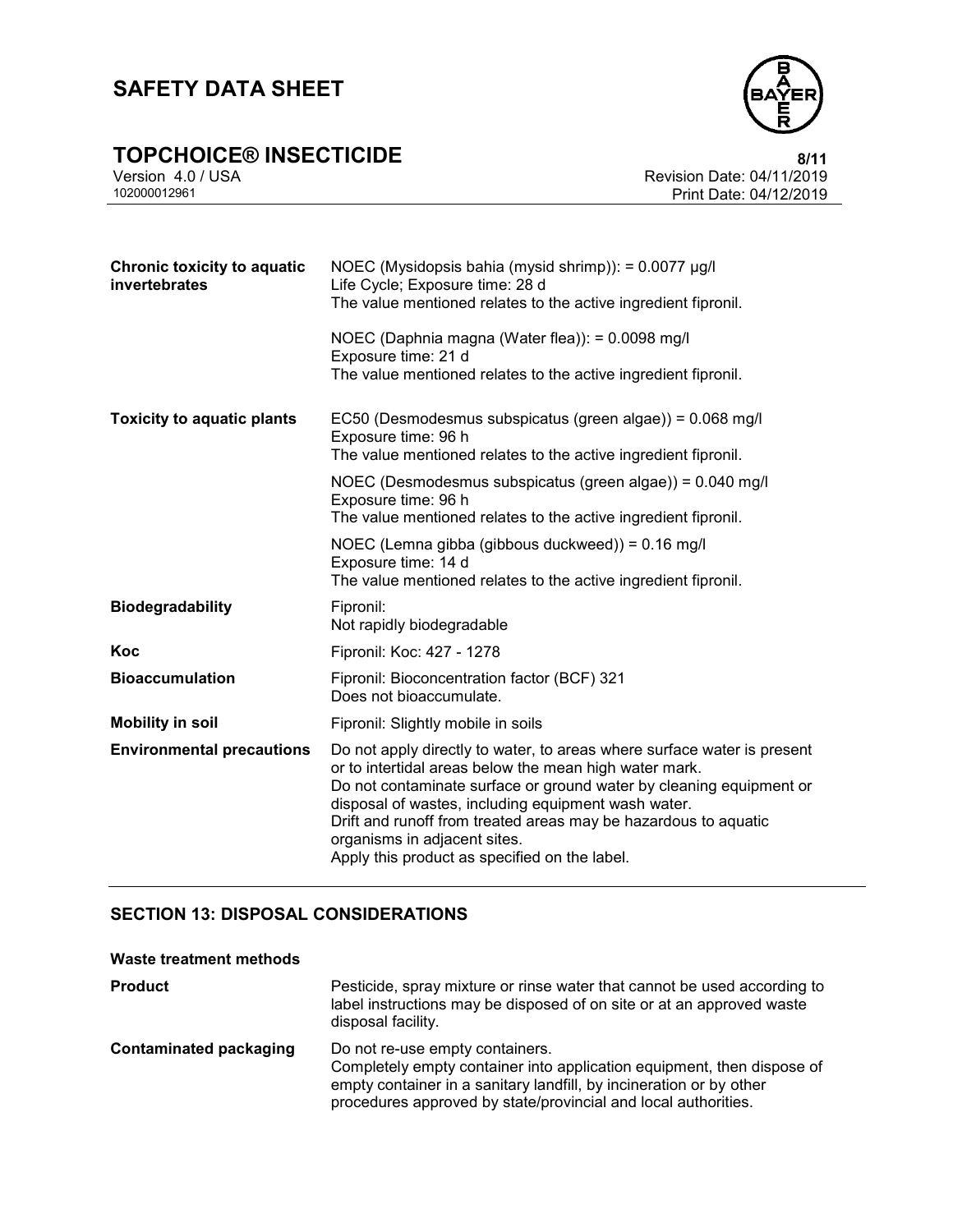| | |
|---|---|
| **Chronic toxicity to aquatic invertebrates** | NOEC (Mysidopsis bahia (mysid shrimp)): = 0.0077 µg/l<br>Life Cycle; Exposure time: 28 d<br>The value mentioned relates to the active ingredient fipronil.<br><br>NOEC (Daphnia magna (Water flea)): = 0.0098 mg/l<br>Exposure time: 21 d<br>The value mentioned relates to the active ingredient fipronil. |
| **Toxicity to aquatic plants** | EC50 (Desmodesmus subspicatus (green algae)) = 0.068 mg/l<br>Exposure time: 96 h<br>The value mentioned relates to the active ingredient fipronil.<br><br>NOEC (Desmodesmus subspicatus (green algae)) = 0.040 mg/l<br>Exposure time: 96 h<br>The value mentioned relates to the active ingredient fipronil.<br><br>NOEC (Lemna gibba (gibbous duckweed)) = 0.16 mg/l<br>Exposure time: 14 d<br>The value mentioned relates to the active ingredient fipronil. |
| **Biodegradability** | Fipronil:<br>Not rapidly biodegradable |
| **Koc** | Fipronil: Koc: 427 - 1278 |
| **Bioaccumulation** | Fipronil: Bioconcentration factor (BCF) 321<br>Does not bioaccumulate. |
| **Mobility in soil** | Fipronil: Slightly mobile in soils |
| **Environmental precautions** | Do not apply directly to water, to areas where surface water is present or to intertidal areas below the mean high water mark.<br>Do not contaminate surface or ground water by cleaning equipment or disposal of wastes, including equipment wash water.<br>Drift and runoff from treated areas may be hazardous to aquatic organisms in adjacent sites.<br>Apply this product as specified on the label. |

## SECTION 13: DISPOSAL CONSIDERATIONS

**Waste treatment methods**

| | |
|---|---|
| **Product** | Pesticide, spray mixture or rinse water that cannot be used according to label instructions may be disposed of on site or at an approved waste disposal facility. |
| **Contaminated packaging** | Do not re-use empty containers.<br>Completely empty container into application equipment, then dispose of empty container in a sanitary landfill, by incineration or by other procedures approved by state/provincial and local authorities. |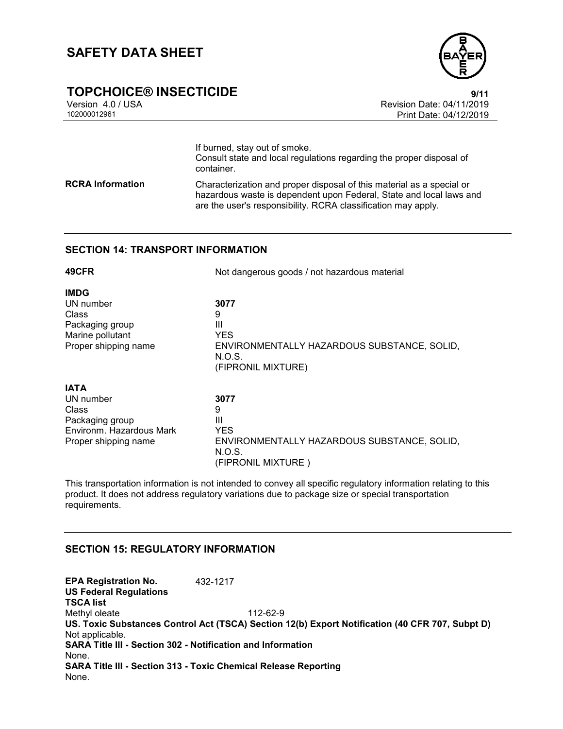If burned, stay out of smoke.
Consult state and local regulations regarding the proper disposal of container.

**RCRA Information** Characterization and proper disposal of this material as a special or hazardous waste is dependent upon Federal, State and local laws and are the user's responsibility. RCRA classification may apply.

## SECTION 14: TRANSPORT INFORMATION

**49CFR** Not dangerous goods / not hazardous material

**IMDG**

| | |
|---|---|
| UN number | **3077** |
| Class | 9 |
| Packaging group | III |
| Marine pollutant | YES |
| Proper shipping name | ENVIRONMENTALLY HAZARDOUS SUBSTANCE, SOLID, N.O.S. (FIPRONIL MIXTURE) |

**IATA**

| | |
|---|---|
| UN number | **3077** |
| Class | 9 |
| Packaging group | III |
| Environm. Hazardous Mark | YES |
| Proper shipping name | ENVIRONMENTALLY HAZARDOUS SUBSTANCE, SOLID, N.O.S. (FIPRONIL MIXTURE ) |

This transportation information is not intended to convey all specific regulatory information relating to this product. It does not address regulatory variations due to package size or special transportation requirements.

## SECTION 15: REGULATORY INFORMATION

**EPA Registration No.** 432-1217

**US Federal Regulations**

**TSCA list**

Methyl oleate 112-62-9

**US. Toxic Substances Control Act (TSCA) Section 12(b) Export Notification (40 CFR 707, Subpt D)**

Not applicable.

**SARA Title III - Section 302 - Notification and Information**

None.

**SARA Title III - Section 313 - Toxic Chemical Release Reporting**

None.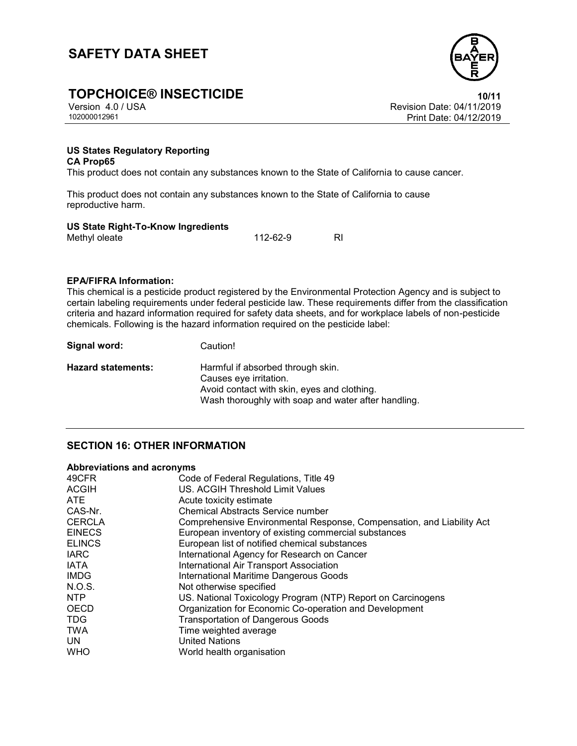**US States Regulatory Reporting**

**CA Prop65**

This product does not contain any substances known to the State of California to cause cancer.

This product does not contain any substances known to the State of California to cause reproductive harm.

**US State Right-To-Know Ingredients**

| Methyl oleate | 112-62-9 | RI |
|---|---|---|

**EPA/FIFRA Information:**

This chemical is a pesticide product registered by the Environmental Protection Agency and is subject to certain labeling requirements under federal pesticide law. These requirements differ from the classification criteria and hazard information required for safety data sheets, and for workplace labels of non-pesticide chemicals. Following is the hazard information required on the pesticide label:

**Signal word:** Caution!

**Hazard statements:** Harmful if absorbed through skin.
Causes eye irritation.
Avoid contact with skin, eyes and clothing.
Wash thoroughly with soap and water after handling.

## SECTION 16: OTHER INFORMATION

**Abbreviations and acronyms**

| | |
|---|---|
| 49CFR | Code of Federal Regulations, Title 49 |
| ACGIH | US. ACGIH Threshold Limit Values |
| ATE | Acute toxicity estimate |
| CAS-Nr. | Chemical Abstracts Service number |
| CERCLA | Comprehensive Environmental Response, Compensation, and Liability Act |
| EINECS | European inventory of existing commercial substances |
| ELINCS | European list of notified chemical substances |
| IARC | International Agency for Research on Cancer |
| IATA | International Air Transport Association |
| IMDG | International Maritime Dangerous Goods |
| N.O.S. | Not otherwise specified |
| NTP | US. National Toxicology Program (NTP) Report on Carcinogens |
| OECD | Organization for Economic Co-operation and Development |
| TDG | Transportation of Dangerous Goods |
| TWA | Time weighted average |
| UN | United Nations |
| WHO | World health organisation |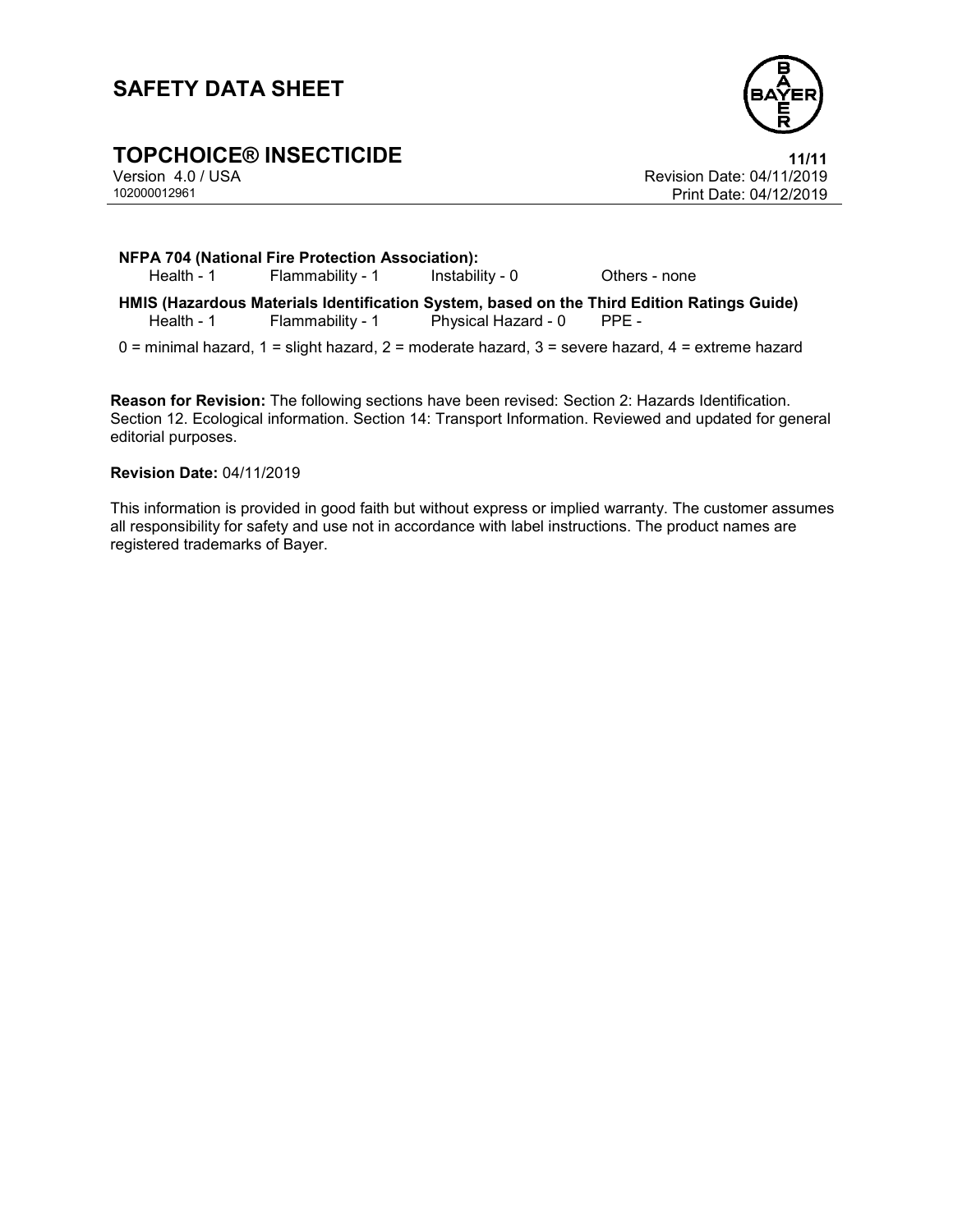**NFPA 704 (National Fire Protection Association):**

Health - 1 Flammability - 1 Instability - 0 Others - none

**HMIS (Hazardous Materials Identification System, based on the Third Edition Ratings Guide)**

Health - 1 Flammability - 1 Physical Hazard - 0 PPE -

0 = minimal hazard, 1 = slight hazard, 2 = moderate hazard, 3 = severe hazard, 4 = extreme hazard

**Reason for Revision:** The following sections have been revised: Section 2: Hazards Identification. Section 12. Ecological information. Section 14: Transport Information. Reviewed and updated for general editorial purposes.

**Revision Date:** 04/11/2019

This information is provided in good faith but without express or implied warranty. The customer assumes all responsibility for safety and use not in accordance with label instructions. The product names are registered trademarks of Bayer.